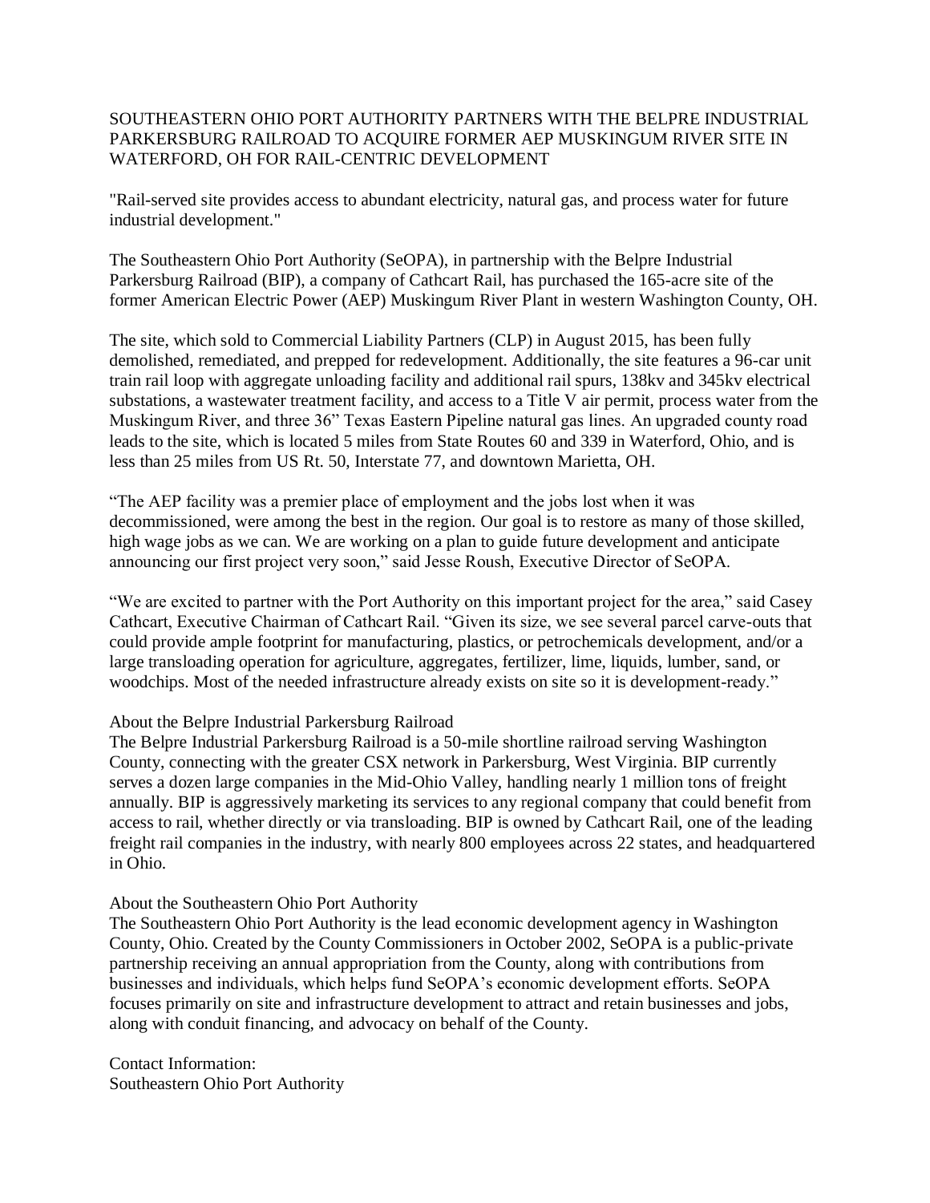# SOUTHEASTERN OHIO PORT AUTHORITY PARTNERS WITH THE BELPRE INDUSTRIAL PARKERSBURG RAILROAD TO ACQUIRE FORMER AEP MUSKINGUM RIVER SITE IN WATERFORD, OH FOR RAIL-CENTRIC DEVELOPMENT

"Rail-served site provides access to abundant electricity, natural gas, and process water for future industrial development."

The Southeastern Ohio Port Authority (SeOPA), in partnership with the Belpre Industrial Parkersburg Railroad (BIP), a company of Cathcart Rail, has purchased the 165-acre site of the former American Electric Power (AEP) Muskingum River Plant in western Washington County, OH.

The site, which sold to Commercial Liability Partners (CLP) in August 2015, has been fully demolished, remediated, and prepped for redevelopment. Additionally, the site features a 96-car unit train rail loop with aggregate unloading facility and additional rail spurs, 138kv and 345kv electrical substations, a wastewater treatment facility, and access to a Title V air permit, process water from the Muskingum River, and three 36" Texas Eastern Pipeline natural gas lines. An upgraded county road leads to the site, which is located 5 miles from State Routes 60 and 339 in Waterford, Ohio, and is less than 25 miles from US Rt. 50, Interstate 77, and downtown Marietta, OH.

"The AEP facility was a premier place of employment and the jobs lost when it was decommissioned, were among the best in the region. Our goal is to restore as many of those skilled, high wage jobs as we can. We are working on a plan to guide future development and anticipate announcing our first project very soon," said Jesse Roush, Executive Director of SeOPA.

"We are excited to partner with the Port Authority on this important project for the area," said Casey Cathcart, Executive Chairman of Cathcart Rail. "Given its size, we see several parcel carve-outs that could provide ample footprint for manufacturing, plastics, or petrochemicals development, and/or a large transloading operation for agriculture, aggregates, fertilizer, lime, liquids, lumber, sand, or woodchips. Most of the needed infrastructure already exists on site so it is development-ready."

## About the Belpre Industrial Parkersburg Railroad

The Belpre Industrial Parkersburg Railroad is a 50-mile shortline railroad serving Washington County, connecting with the greater CSX network in Parkersburg, West Virginia. BIP currently serves a dozen large companies in the Mid-Ohio Valley, handling nearly 1 million tons of freight annually. BIP is aggressively marketing its services to any regional company that could benefit from access to rail, whether directly or via transloading. BIP is owned by Cathcart Rail, one of the leading freight rail companies in the industry, with nearly 800 employees across 22 states, and headquartered in Ohio.

## About the Southeastern Ohio Port Authority

The Southeastern Ohio Port Authority is the lead economic development agency in Washington County, Ohio. Created by the County Commissioners in October 2002, SeOPA is a public-private partnership receiving an annual appropriation from the County, along with contributions from businesses and individuals, which helps fund SeOPA's economic development efforts. SeOPA focuses primarily on site and infrastructure development to attract and retain businesses and jobs, along with conduit financing, and advocacy on behalf of the County.

Contact Information:
Southeastern Ohio Port Authority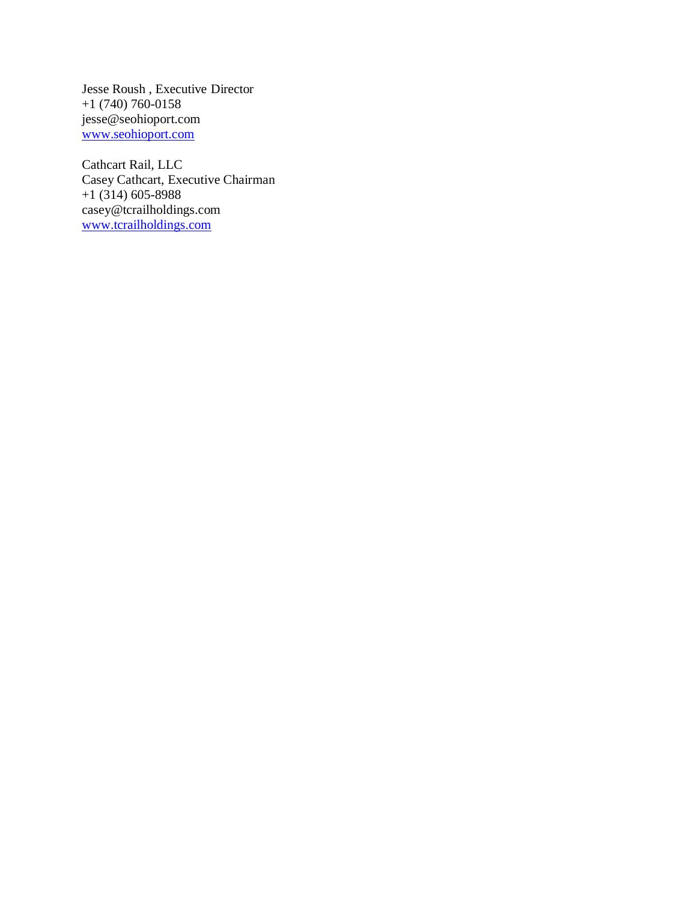Jesse Roush , Executive Director
+1 (740) 760-0158
jesse@seohioport.com
[www.seohioport.com](http://www.seohioport.com)

Cathcart Rail, LLC
Casey Cathcart, Executive Chairman
+1 (314) 605-8988
casey@tcrailholdings.com
[www.tcrailholdings.com](http://www.tcrailholdings.com)